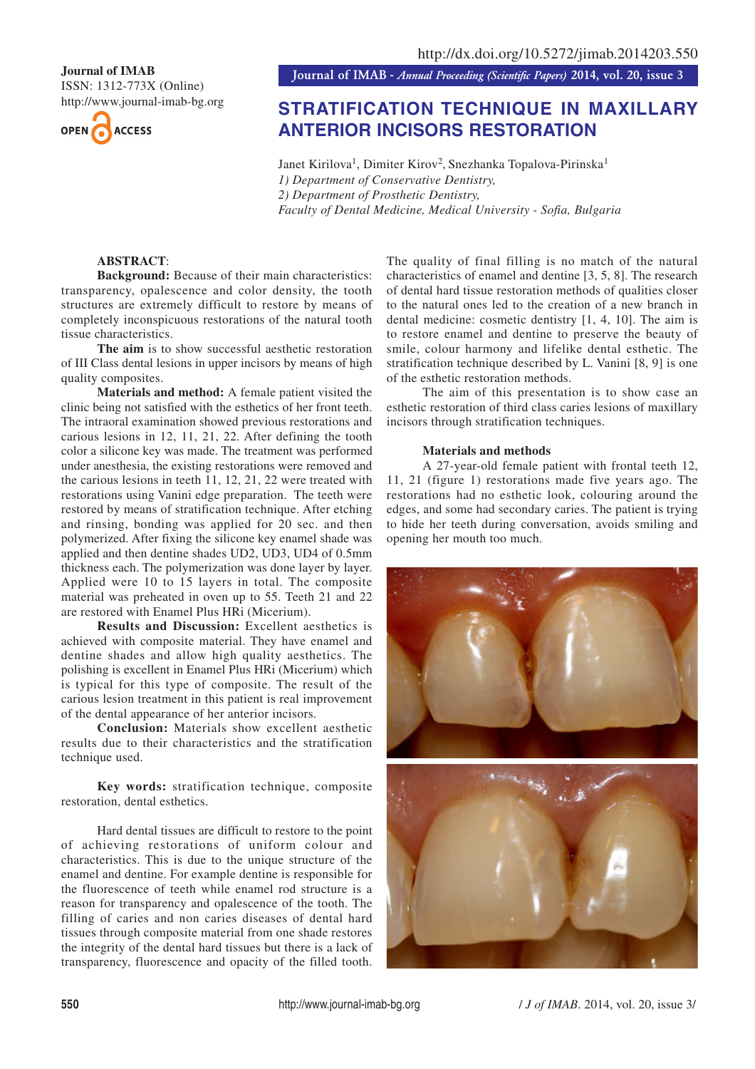Journal of IMAB
ISSN: 1312-773X (Online)
http://www.journal-imab-bg.org

http://dx.doi.org/10.5272/jimab.2014203.550

# STRATIFICATION TECHNIQUE IN MAXILLARY ANTERIOR INCISORS RESTORATION

Janet Kirilova[1], Dimiter Kirov[2], Snezhanka Topalova-Pirinska[1]
*1) Department of Conservative Dentistry,*
*2) Department of Prosthetic Dentistry,*
*Faculty of Dental Medicine, Medical University - Sofia, Bulgaria*

**ABSTRACT**:

**Background:** Because of their main characteristics: transparency, opalescence and color density, the tooth structures are extremely difficult to restore by means of completely inconspicuous restorations of the natural tooth tissue characteristics.

**The aim** is to show successful aesthetic restoration of III Class dental lesions in upper incisors by means of high quality composites.

**Materials and method:** A female patient visited the clinic being not satisfied with the esthetics of her front teeth. The intraoral examination showed previous restorations and carious lesions in 12, 11, 21, 22. After defining the tooth color a silicone key was made. The treatment was performed under anesthesia, the existing restorations were removed and the carious lesions in teeth 11, 12, 21, 22 were treated with restorations using Vanini edge preparation. The teeth were restored by means of stratification technique. After etching and rinsing, bonding was applied for 20 sec. and then polymerized. After fixing the silicone key enamel shade was applied and then dentine shades UD2, UD3, UD4 of 0.5mm thickness each. The polymerization was done layer by layer. Applied were 10 to 15 layers in total. The composite material was preheated in oven up to 55. Teeth 21 and 22 are restored with Enamel Plus HRi (Micerium).

**Results and Discussion:** Excellent aesthetics is achieved with composite material. They have enamel and dentine shades and allow high quality aesthetics. The polishing is excellent in Enamel Plus HRi (Micerium) which is typical for this type of composite. The result of the carious lesion treatment in this patient is real improvement of the dental appearance of her anterior incisors.

**Conclusion:** Materials show excellent aesthetic results due to their characteristics and the stratification technique used.

**Key words:** stratification technique, composite restoration, dental esthetics.

Hard dental tissues are difficult to restore to the point of achieving restorations of uniform colour and characteristics. This is due to the unique structure of the enamel and dentine. For example dentine is responsible for the fluorescence of teeth while enamel rod structure is a reason for transparency and opalescence of the tooth. The filling of caries and non caries diseases of dental hard tissues through composite material from one shade restores the integrity of the dental hard tissues but there is a lack of transparency, fluorescence and opacity of the filled tooth. The quality of final filling is no match of the natural characteristics of enamel and dentine [3, 5, 8]. The research of dental hard tissue restoration methods of qualities closer to the natural ones led to the creation of a new branch in dental medicine: cosmetic dentistry [1, 4, 10]. The aim is to restore enamel and dentine to preserve the beauty of smile, colour harmony and lifelike dental esthetic. The stratification technique described by L. Vanini [8, 9] is one of the esthetic restoration methods.

The aim of this presentation is to show case an esthetic restoration of third class caries lesions of maxillary incisors through stratification techniques.

## Materials and methods

A 27-year-old female patient with frontal teeth 12, 11, 21 (figure 1) restorations made five years ago. The restorations had no esthetic look, colouring around the edges, and some had secondary caries. The patient is trying to hide her teeth during conversation, avoids smiling and opening her mouth too much.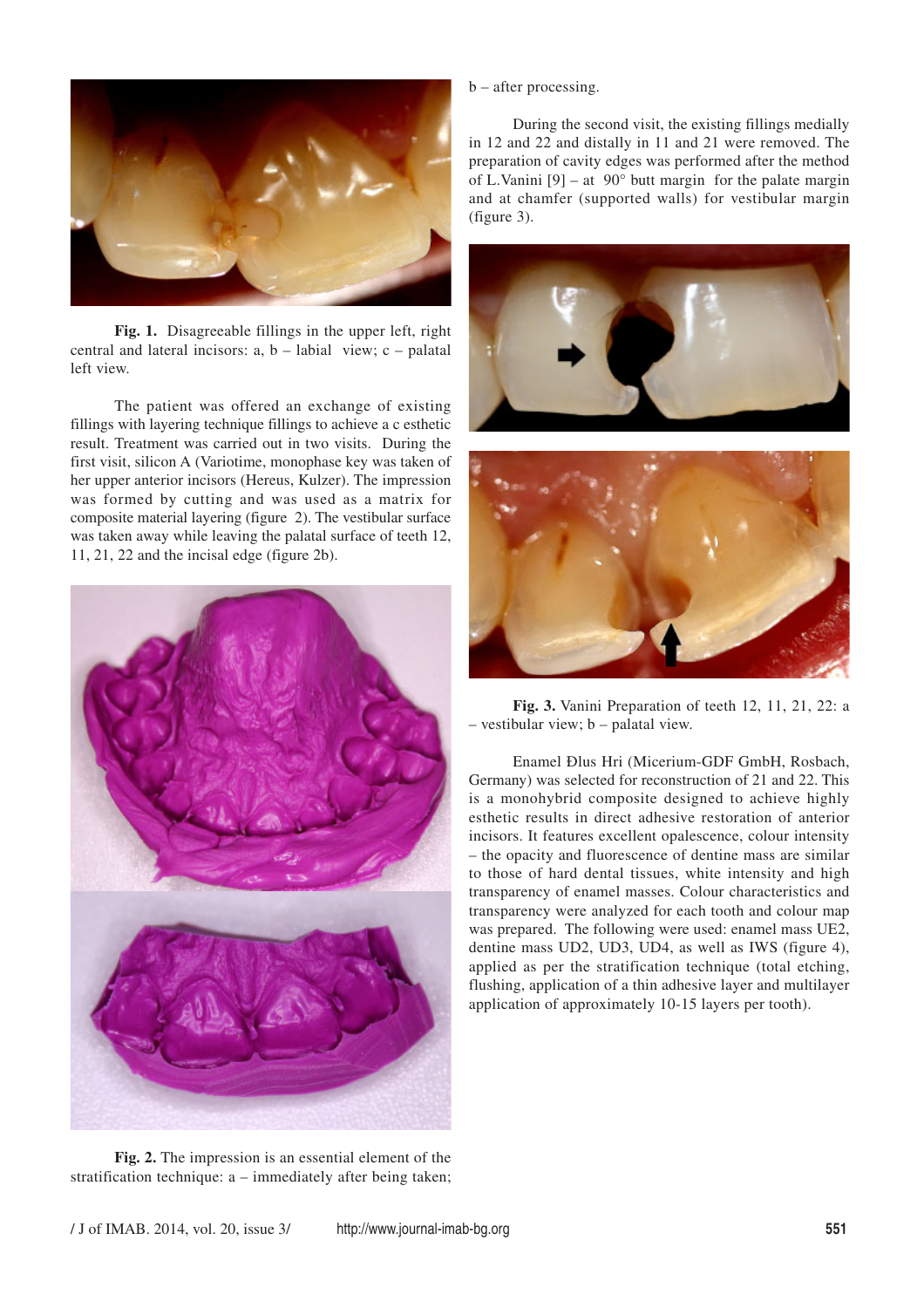**Fig. 1.** Disagreeable fillings in the upper left, right central and lateral incisors: a, b – labial view; c – palatal left view.

The patient was offered an exchange of existing fillings with layering technique fillings to achieve a c esthetic result. Treatment was carried out in two visits. During the first visit, silicon A (Variotime, monophase key was taken of her upper anterior incisors (Hereus, Kulzer). The impression was formed by cutting and was used as a matrix for composite material layering (figure 2). The vestibular surface was taken away while leaving the palatal surface of teeth 12, 11, 21, 22 and the incisal edge (figure 2b).

**Fig. 2.** The impression is an essential element of the stratification technique: a – immediately after being taken; b – after processing.

During the second visit, the existing fillings medially in 12 and 22 and distally in 11 and 21 were removed. The preparation of cavity edges was performed after the method of L.Vanini [9] – at 90° butt margin for the palate margin and at chamfer (supported walls) for vestibular margin (figure 3).

**Fig. 3.** Vanini Preparation of teeth 12, 11, 21, 22: a – vestibular view; b – palatal view.

Enamel Ðlus Hri (Micerium-GDF GmbH, Rosbach, Germany) was selected for reconstruction of 21 and 22. This is a monohybrid composite designed to achieve highly esthetic results in direct adhesive restoration of anterior incisors. It features excellent opalescence, colour intensity – the opacity and fluorescence of dentine mass are similar to those of hard dental tissues, white intensity and high transparency of enamel masses. Colour characteristics and transparency were analyzed for each tooth and colour map was prepared. The following were used: enamel mass UE2, dentine mass UD2, UD3, UD4, as well as IWS (figure 4), applied as per the stratification technique (total etching, flushing, application of a thin adhesive layer and multilayer application of approximately 10-15 layers per tooth).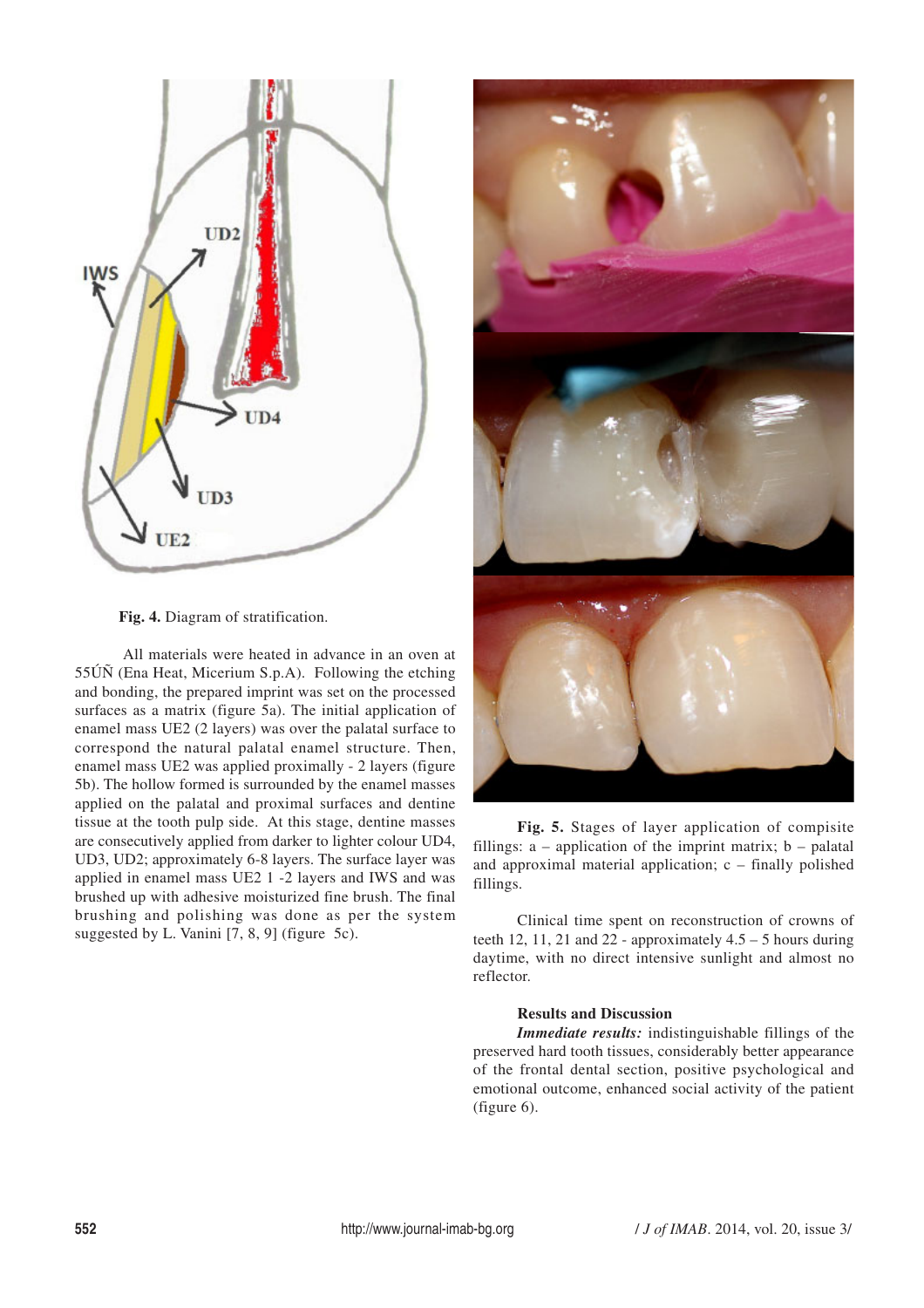Fig. 4. Diagram of stratification.

All materials were heated in advance in an oven at 55ÚÑ (Ena Heat, Micerium S.p.A). Following the etching and bonding, the prepared imprint was set on the processed surfaces as a matrix (figure 5a). The initial application of enamel mass UE2 (2 layers) was over the palatal surface to correspond the natural palatal enamel structure. Then, enamel mass UE2 was applied proximally - 2 layers (figure 5b). The hollow formed is surrounded by the enamel masses applied on the palatal and proximal surfaces and dentine tissue at the tooth pulp side. At this stage, dentine masses are consecutively applied from darker to lighter colour UD4, UD3, UD2; approximately 6-8 layers. The surface layer was applied in enamel mass UE2 1 -2 layers and IWS and was brushed up with adhesive moisturized fine brush. The final brushing and polishing was done as per the system suggested by L. Vanini [7, 8, 9] (figure 5c).

**Fig. 5.** Stages of layer application of compisite fillings: a – application of the imprint matrix; b – palatal and approximal material application; c – finally polished fillings.

Clinical time spent on reconstruction of crowns of teeth 12, 11, 21 and 22 - approximately 4.5 – 5 hours during daytime, with no direct intensive sunlight and almost no reflector.

## Results and Discussion

***Immediate results:*** indistinguishable fillings of the preserved hard tooth tissues, considerably better appearance of the frontal dental section, positive psychological and emotional outcome, enhanced social activity of the patient (figure 6).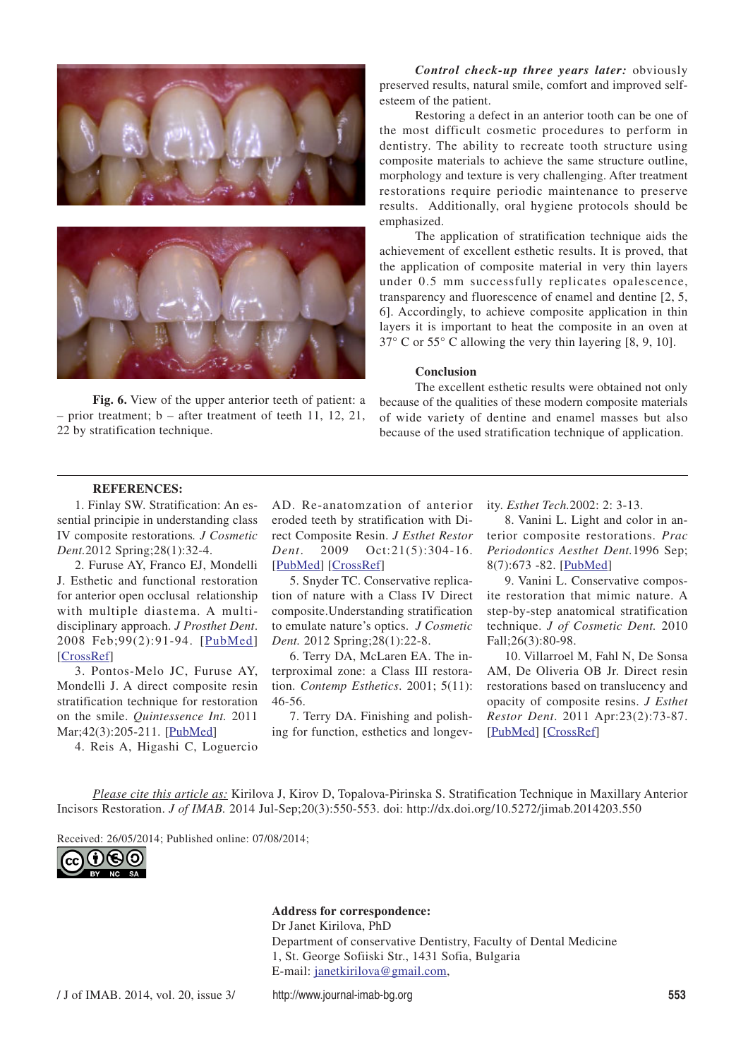**Fig. 6.** View of the upper anterior teeth of patient: a – prior treatment; b – after treatment of teeth 11, 12, 21, 22 by stratification technique.

***Control check-up three years later:*** obviously preserved results, natural smile, comfort and improved self-esteem of the patient.

Restoring a defect in an anterior tooth can be one of the most difficult cosmetic procedures to perform in dentistry. The ability to recreate tooth structure using composite materials to achieve the same structure outline, morphology and texture is very challenging. After treatment restorations require periodic maintenance to preserve results. Additionally, oral hygiene protocols should be emphasized.

The application of stratification technique aids the achievement of excellent esthetic results. It is proved, that the application of composite material in very thin layers under 0.5 mm successfully replicates opalescence, transparency and fluorescence of enamel and dentine [2, 5, 6]. Accordingly, to achieve composite application in thin layers it is important to heat the composite in an oven at 37° C or 55° C allowing the very thin layering [8, 9, 10].

## Conclusion

The excellent esthetic results were obtained not only because of the qualities of these modern composite materials of wide variety of dentine and enamel masses but also because of the used stratification technique of application.

## REFERENCES:

1. Finlay SW. Stratification: An essential principie in understanding class IV composite restorations. *J Cosmetic Dent.*2012 Spring;28(1):32-4.
2. Furuse AY, Franco EJ, Mondelli J. Esthetic and functional restoration for anterior open occlusal relationship with multiple diastema. A multidisciplinary approach. *J Prosthet Dent*. 2008 Feb;99(2):91-94. [PubMed] [CrossRef]
3. Pontos-Melo JC, Furuse AY, Mondelli J. A direct composite resin stratification technique for restoration on the smile. *Quintessence Int.* 2011 Mar;42(3):205-211. [PubMed]
4. Reis A, Higashi C, Loguercio AD. Re-anatomzation of anterior eroded teeth by stratification with Direct Composite Resin. *J Esthet Restor Dent*. 2009 Oct:21(5):304-16. [PubMed] [CrossRef]
5. Snyder TC. Conservative replication of nature with a Class IV Direct composite.Understanding stratification to emulate nature's optics. *J Cosmetic Dent.* 2012 Spring;28(1):22-8.
6. Terry DA, McLaren EA. The interproximal zone: a Class III restoration. *Contemp Esthetics*. 2001; 5(11): 46-56.
7. Terry DA. Finishing and polishing for function, esthetics and longevity. *Esthet Tech.*2002: 2: 3-13.
8. Vanini L. Light and color in anterior composite restorations. *Prac Periodontics Aesthet Dent.*1996 Sep; 8(7):673 -82. [PubMed]
9. Vanini L. Conservative composite restoration that mimic nature. A step-by-step anatomical stratification technique. *J of Cosmetic Dent.* 2010 Fall;26(3):80-98.
10. Villarroel M, Fahl N, De Sonsa AM, De Oliveria OB Jr. Direct resin restorations based on translucency and opacity of composite resins. *J Esthet Restor Dent*. 2011 Apr:23(2):73-87. [PubMed] [CrossRef]

*Please cite this article as:* Kirilova J, Kirov D, Topalova-Pirinska S. Stratification Technique in Maxillary Anterior Incisors Restoration. *J of IMAB.* 2014 Jul-Sep;20(3):550-553. doi: http://dx.doi.org/10.5272/jimab.2014203.550

Received: 26/05/2014; Published online: 07/08/2014;

**Address for correspondence:**
Dr Janet Kirilova, PhD
Department of conservative Dentistry, Faculty of Dental Medicine
1, St. George Sofiiski Str., 1431 Sofia, Bulgaria
E-mail: janetkirilova@gmail.com,